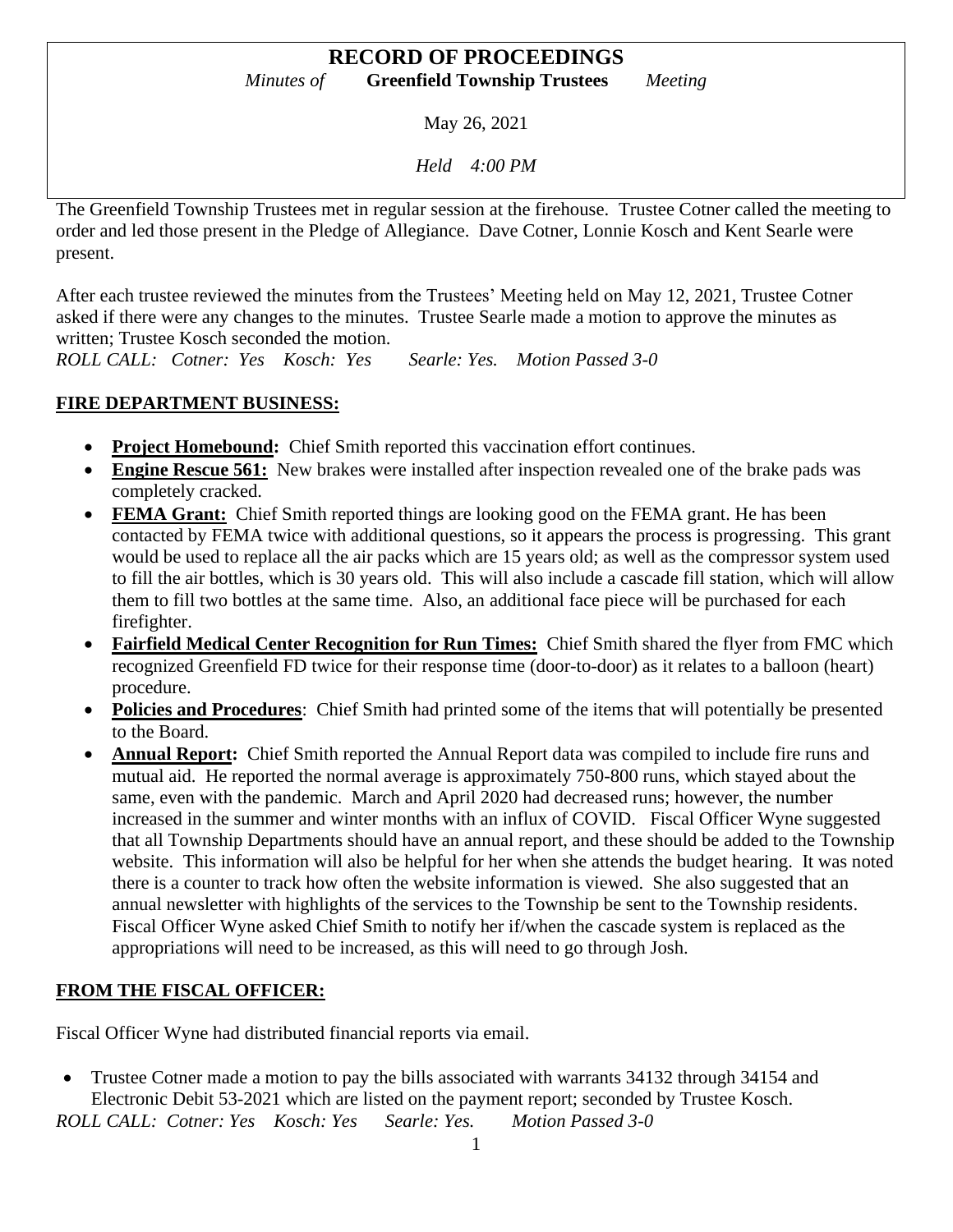# RECORD OF PROCEEDINGS

*Minutes of* **Greenfield Township Trustees** *Meeting*

May 26, 2021

*Held 4:00 PM*

The Greenfield Township Trustees met in regular session at the firehouse. Trustee Cotner called the meeting to order and led those present in the Pledge of Allegiance. Dave Cotner, Lonnie Kosch and Kent Searle were present.

After each trustee reviewed the minutes from the Trustees' Meeting held on May 12, 2021, Trustee Cotner asked if there were any changes to the minutes. Trustee Searle made a motion to approve the minutes as written; Trustee Kosch seconded the motion.

*ROLL CALL: Cotner: Yes Kosch: Yes Searle: Yes. Motion Passed 3-0*

## FIRE DEPARTMENT BUSINESS:

- **Project Homebound:** Chief Smith reported this vaccination effort continues.
- **Engine Rescue 561:** New brakes were installed after inspection revealed one of the brake pads was completely cracked.
- **FEMA Grant:** Chief Smith reported things are looking good on the FEMA grant. He has been contacted by FEMA twice with additional questions, so it appears the process is progressing. This grant would be used to replace all the air packs which are 15 years old; as well as the compressor system used to fill the air bottles, which is 30 years old. This will also include a cascade fill station, which will allow them to fill two bottles at the same time. Also, an additional face piece will be purchased for each firefighter.
- **Fairfield Medical Center Recognition for Run Times:** Chief Smith shared the flyer from FMC which recognized Greenfield FD twice for their response time (door-to-door) as it relates to a balloon (heart) procedure.
- **Policies and Procedures**: Chief Smith had printed some of the items that will potentially be presented to the Board.
- **Annual Report:** Chief Smith reported the Annual Report data was compiled to include fire runs and mutual aid. He reported the normal average is approximately 750-800 runs, which stayed about the same, even with the pandemic. March and April 2020 had decreased runs; however, the number increased in the summer and winter months with an influx of COVID. Fiscal Officer Wyne suggested that all Township Departments should have an annual report, and these should be added to the Township website. This information will also be helpful for her when she attends the budget hearing. It was noted there is a counter to track how often the website information is viewed. She also suggested that an annual newsletter with highlights of the services to the Township be sent to the Township residents. Fiscal Officer Wyne asked Chief Smith to notify her if/when the cascade system is replaced as the appropriations will need to be increased, as this will need to go through Josh.

## FROM THE FISCAL OFFICER:

Fiscal Officer Wyne had distributed financial reports via email.

- Trustee Cotner made a motion to pay the bills associated with warrants 34132 through 34154 and Electronic Debit 53-2021 which are listed on the payment report; seconded by Trustee Kosch.

*ROLL CALL: Cotner: Yes Kosch: Yes Searle: Yes. Motion Passed 3-0*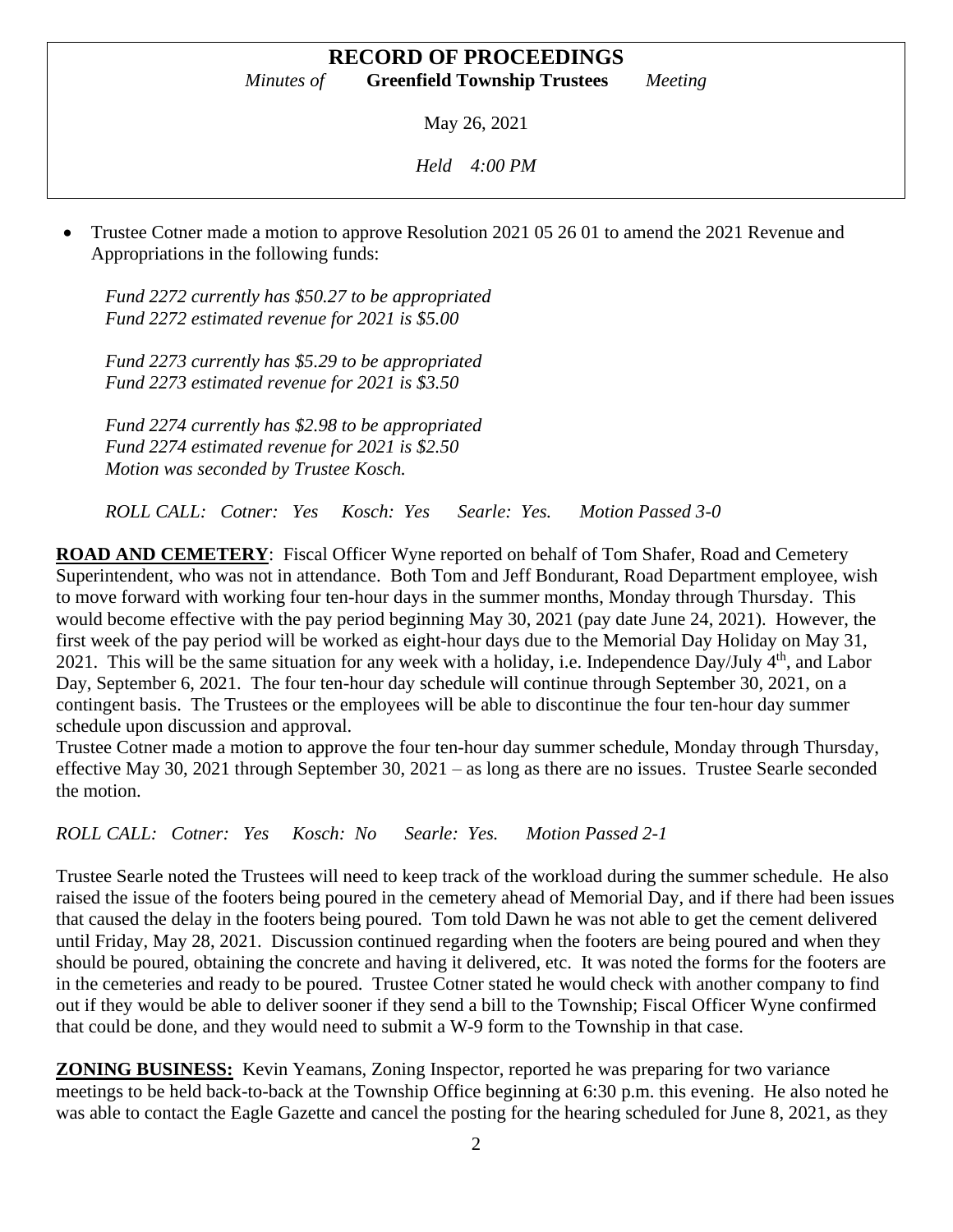**RECORD OF PROCEEDINGS**

*Minutes of* **Greenfield Township Trustees** *Meeting*

May 26, 2021

*Held 4:00 PM*

- Trustee Cotner made a motion to approve Resolution 2021 05 26 01 to amend the 2021 Revenue and Appropriations in the following funds:

  *Fund 2272 currently has $50.27 to be appropriated*
  *Fund 2272 estimated revenue for 2021 is $5.00*

  *Fund 2273 currently has $5.29 to be appropriated*
  *Fund 2273 estimated revenue for 2021 is $3.50*

  *Fund 2274 currently has $2.98 to be appropriated*
  *Fund 2274 estimated revenue for 2021 is $2.50*
  *Motion was seconded by Trustee Kosch.*

  *ROLL CALL: Cotner: Yes Kosch: Yes Searle: Yes. Motion Passed 3-0*

**ROAD AND CEMETERY**: Fiscal Officer Wyne reported on behalf of Tom Shafer, Road and Cemetery Superintendent, who was not in attendance. Both Tom and Jeff Bondurant, Road Department employee, wish to move forward with working four ten-hour days in the summer months, Monday through Thursday. This would become effective with the pay period beginning May 30, 2021 (pay date June 24, 2021). However, the first week of the pay period will be worked as eight-hour days due to the Memorial Day Holiday on May 31, 2021. This will be the same situation for any week with a holiday, i.e. Independence Day/July 4th, and Labor Day, September 6, 2021. The four ten-hour day schedule will continue through September 30, 2021, on a contingent basis. The Trustees or the employees will be able to discontinue the four ten-hour day summer schedule upon discussion and approval.
Trustee Cotner made a motion to approve the four ten-hour day summer schedule, Monday through Thursday, effective May 30, 2021 through September 30, 2021 – as long as there are no issues. Trustee Searle seconded the motion.

*ROLL CALL: Cotner: Yes Kosch: No Searle: Yes. Motion Passed 2-1*

Trustee Searle noted the Trustees will need to keep track of the workload during the summer schedule. He also raised the issue of the footers being poured in the cemetery ahead of Memorial Day, and if there had been issues that caused the delay in the footers being poured. Tom told Dawn he was not able to get the cement delivered until Friday, May 28, 2021. Discussion continued regarding when the footers are being poured and when they should be poured, obtaining the concrete and having it delivered, etc. It was noted the forms for the footers are in the cemeteries and ready to be poured. Trustee Cotner stated he would check with another company to find out if they would be able to deliver sooner if they send a bill to the Township; Fiscal Officer Wyne confirmed that could be done, and they would need to submit a W-9 form to the Township in that case.

**ZONING BUSINESS:** Kevin Yeamans, Zoning Inspector, reported he was preparing for two variance meetings to be held back-to-back at the Township Office beginning at 6:30 p.m. this evening. He also noted he was able to contact the Eagle Gazette and cancel the posting for the hearing scheduled for June 8, 2021, as they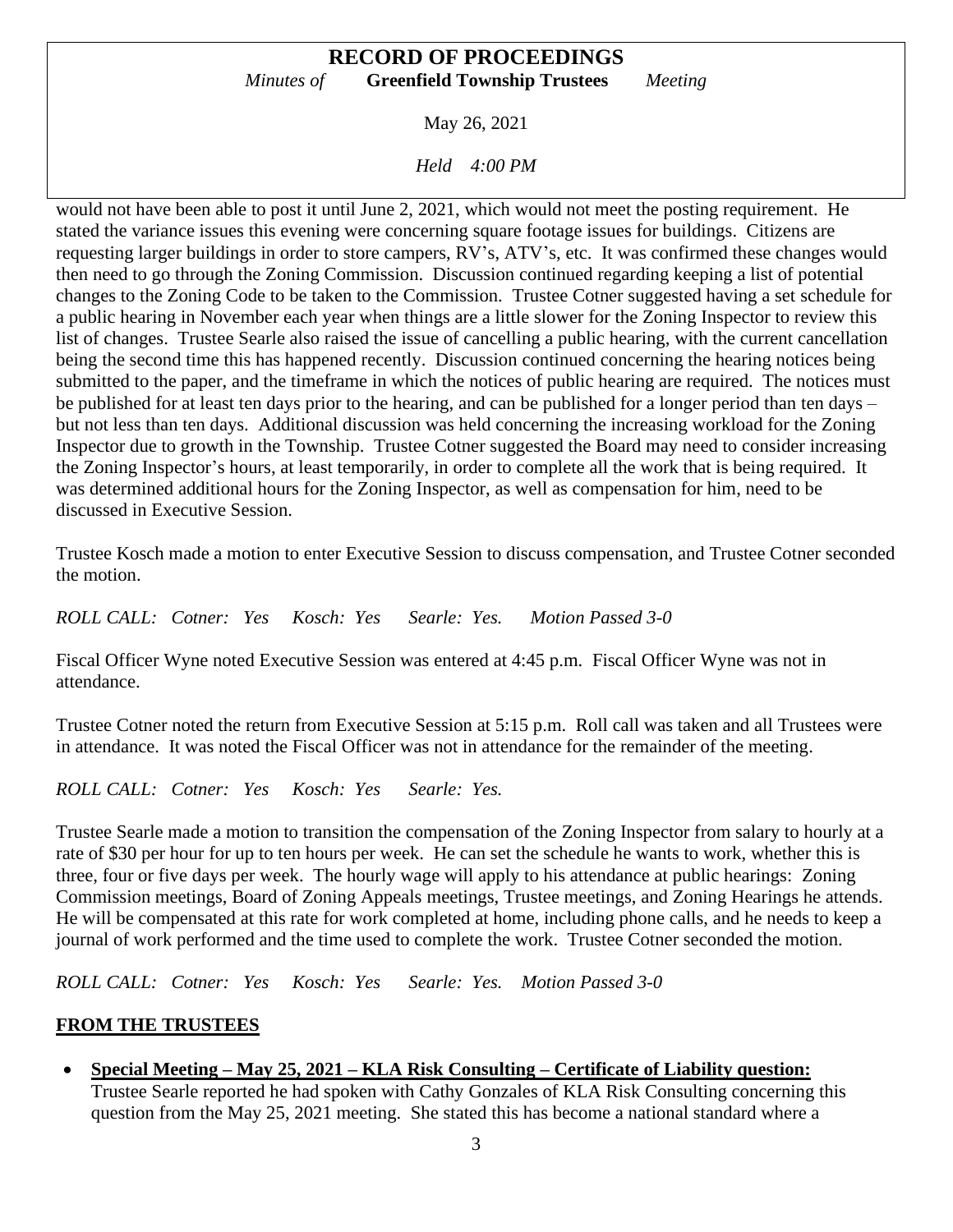would not have been able to post it until June 2, 2021, which would not meet the posting requirement. He stated the variance issues this evening were concerning square footage issues for buildings. Citizens are requesting larger buildings in order to store campers, RV's, ATV's, etc. It was confirmed these changes would then need to go through the Zoning Commission. Discussion continued regarding keeping a list of potential changes to the Zoning Code to be taken to the Commission. Trustee Cotner suggested having a set schedule for a public hearing in November each year when things are a little slower for the Zoning Inspector to review this list of changes. Trustee Searle also raised the issue of cancelling a public hearing, with the current cancellation being the second time this has happened recently. Discussion continued concerning the hearing notices being submitted to the paper, and the timeframe in which the notices of public hearing are required. The notices must be published for at least ten days prior to the hearing, and can be published for a longer period than ten days – but not less than ten days. Additional discussion was held concerning the increasing workload for the Zoning Inspector due to growth in the Township. Trustee Cotner suggested the Board may need to consider increasing the Zoning Inspector's hours, at least temporarily, in order to complete all the work that is being required. It was determined additional hours for the Zoning Inspector, as well as compensation for him, need to be discussed in Executive Session.

Trustee Kosch made a motion to enter Executive Session to discuss compensation, and Trustee Cotner seconded the motion.

*ROLL CALL: Cotner: Yes Kosch: Yes Searle: Yes. Motion Passed 3-0*

Fiscal Officer Wyne noted Executive Session was entered at 4:45 p.m. Fiscal Officer Wyne was not in attendance.

Trustee Cotner noted the return from Executive Session at 5:15 p.m. Roll call was taken and all Trustees were in attendance. It was noted the Fiscal Officer was not in attendance for the remainder of the meeting.

*ROLL CALL: Cotner: Yes Kosch: Yes Searle: Yes.*

Trustee Searle made a motion to transition the compensation of the Zoning Inspector from salary to hourly at a rate of $30 per hour for up to ten hours per week. He can set the schedule he wants to work, whether this is three, four or five days per week. The hourly wage will apply to his attendance at public hearings: Zoning Commission meetings, Board of Zoning Appeals meetings, Trustee meetings, and Zoning Hearings he attends. He will be compensated at this rate for work completed at home, including phone calls, and he needs to keep a journal of work performed and the time used to complete the work. Trustee Cotner seconded the motion.

*ROLL CALL: Cotner: Yes Kosch: Yes Searle: Yes. Motion Passed 3-0*

## **FROM THE TRUSTEES**

- **Special Meeting – May 25, 2021 – KLA Risk Consulting – Certificate of Liability question:** Trustee Searle reported he had spoken with Cathy Gonzales of KLA Risk Consulting concerning this question from the May 25, 2021 meeting. She stated this has become a national standard where a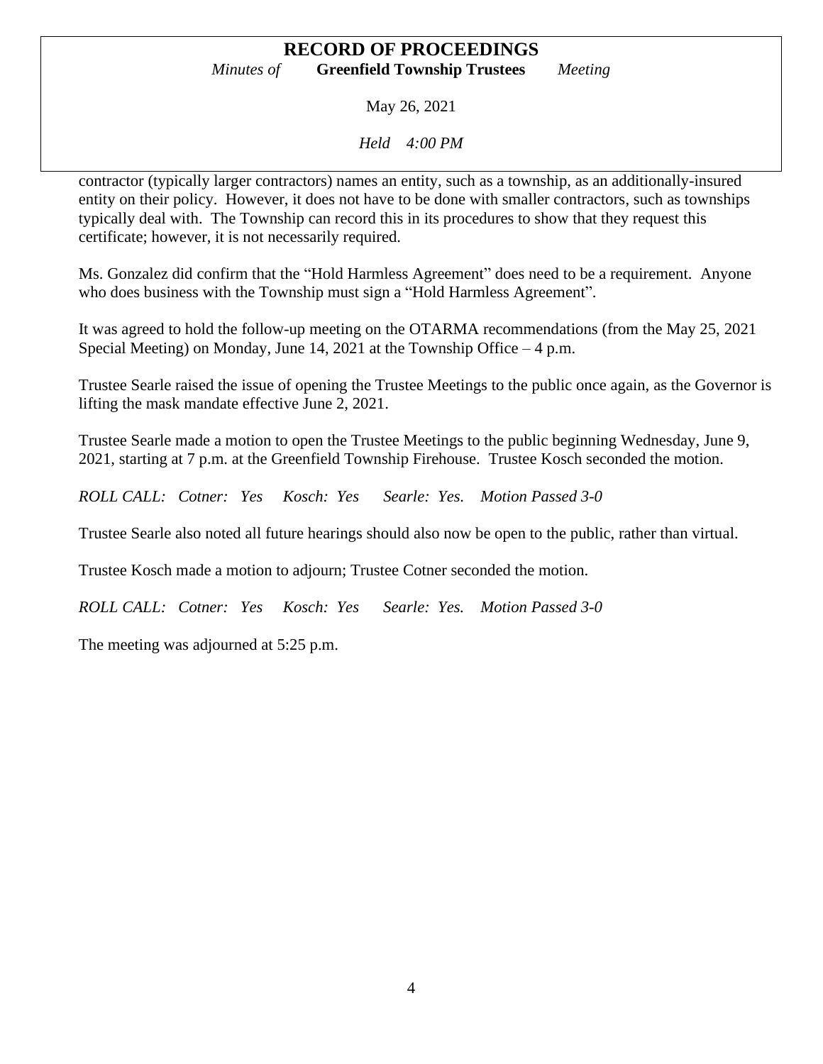contractor (typically larger contractors) names an entity, such as a township, as an additionally-insured entity on their policy. However, it does not have to be done with smaller contractors, such as townships typically deal with. The Township can record this in its procedures to show that they request this certificate; however, it is not necessarily required.

Ms. Gonzalez did confirm that the "Hold Harmless Agreement" does need to be a requirement. Anyone who does business with the Township must sign a "Hold Harmless Agreement".

It was agreed to hold the follow-up meeting on the OTARMA recommendations (from the May 25, 2021 Special Meeting) on Monday, June 14, 2021 at the Township Office – 4 p.m.

Trustee Searle raised the issue of opening the Trustee Meetings to the public once again, as the Governor is lifting the mask mandate effective June 2, 2021.

Trustee Searle made a motion to open the Trustee Meetings to the public beginning Wednesday, June 9, 2021, starting at 7 p.m. at the Greenfield Township Firehouse. Trustee Kosch seconded the motion.

*ROLL CALL: Cotner: Yes Kosch: Yes Searle: Yes. Motion Passed 3-0*

Trustee Searle also noted all future hearings should also now be open to the public, rather than virtual.

Trustee Kosch made a motion to adjourn; Trustee Cotner seconded the motion.

*ROLL CALL: Cotner: Yes Kosch: Yes Searle: Yes. Motion Passed 3-0*

The meeting was adjourned at 5:25 p.m.